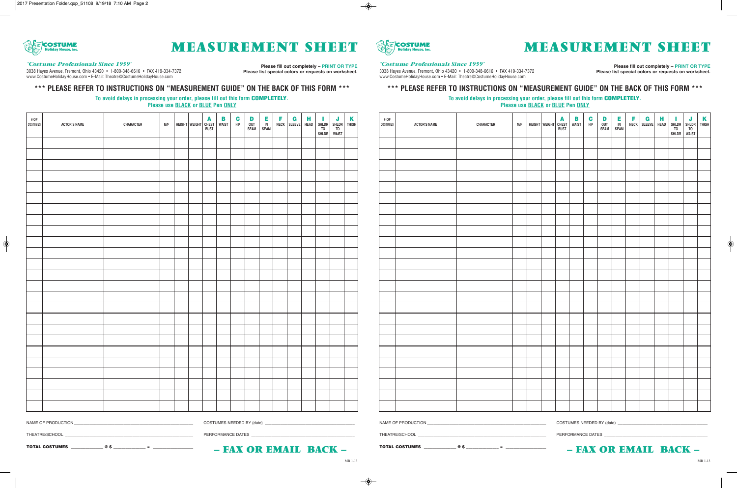COSTUME Holiday House, Inc.

# MEASUREMENT SHEET

*"Costume Professionals Since 1959"*

3038 Hayes Avenue, Fremont, Ohio 43420 • 1-800-348-6616 • FAX 419-334-7372
www.CostumeHolidayHouse.com • E-Mail: Theatre@CostumeHolidayHouse.com

**Please fill out completely – PRINT OR TYPE**
**Please list special colors or requests on worksheet.**

## *** PLEASE REFER TO INSTRUCTIONS ON "MEASUREMENT GUIDE" ON THE BACK OF THIS FORM ***

**To avoid delays in processing your order, please fill out this form COMPLETELY.**
**Please use BLACK or BLUE Pen ONLY**

| # OF COSTUMES | ACTOR'S NAME | CHARACTER | M/F | HEIGHT | WEIGHT | A CHEST BUST | B WAIST | C HIP | D OUT SEAM | E IN SEAM | F NECK | G SLEEVE | H HEAD | I SHLDR TO SHLDR | J SHLDR TO WAIST | K THIGH |
|---|---|---|---|---|---|---|---|---|---|---|---|---|---|---|---|---|
| | | | | | | | | | | | | | | | | |
| | | | | | | | | | | | | | | | | |
| | | | | | | | | | | | | | | | | |
| | | | | | | | | | | | | | | | | |
| | | | | | | | | | | | | | | | | |
| | | | | | | | | | | | | | | | | |
| | | | | | | | | | | | | | | | | |
| | | | | | | | | | | | | | | | | |
| | | | | | | | | | | | | | | | | |
| | | | | | | | | | | | | | | | | |
| | | | | | | | | | | | | | | | | |
| | | | | | | | | | | | | | | | | |
| | | | | | | | | | | | | | | | | |
| | | | | | | | | | | | | | | | | |
| | | | | | | | | | | | | | | | | |
| | | | | | | | | | | | | | | | | |
| | | | | | | | | | | | | | | | | |
| | | | | | | | | | | | | | | | | |
| | | | | | | | | | | | | | | | | |
| | | | | | | | | | | | | | | | | |
| | | | | | | | | | | | | | | | | |
| | | | | | | | | | | | | | | | | |
| | | | | | | | | | | | | | | | | |
| | | | | | | | | | | | | | | | | |
| | | | | | | | | | | | | | | | | |

NAME OF PRODUCTION ______________________________ COSTUMES NEEDED BY (date) ______________________________

THEATRE/SCHOOL ______________________________ PERFORMANCE DATES ______________________________

**TOTAL COSTUMES** __________ @ $ __________ = ______________

## – FAX OR EMAIL BACK –

---

COSTUME Holiday House, Inc.

# MEASUREMENT SHEET

*"Costume Professionals Since 1959"*

3038 Hayes Avenue, Fremont, Ohio 43420 • 1-800-348-6616 • FAX 419-334-7372
www.CostumeHolidayHouse.com • E-Mail: Theatre@CostumeHolidayHouse.com

**Please fill out completely – PRINT OR TYPE**
**Please list special colors or requests on worksheet.**

## *** PLEASE REFER TO INSTRUCTIONS ON "MEASUREMENT GUIDE" ON THE BACK OF THIS FORM ***

**To avoid delays in processing your order, please fill out this form COMPLETELY.**
**Please use BLACK or BLUE Pen ONLY**

| # OF COSTUMES | ACTOR'S NAME | CHARACTER | M/F | HEIGHT | WEIGHT | A CHEST BUST | B WAIST | C HIP | D OUT SEAM | E IN SEAM | F NECK | G SLEEVE | H HEAD | I SHLDR TO SHLDR | J SHLDR TO WAIST | K THIGH |
|---|---|---|---|---|---|---|---|---|---|---|---|---|---|---|---|---|
| | | | | | | | | | | | | | | | | |
| | | | | | | | | | | | | | | | | |
| | | | | | | | | | | | | | | | | |
| | | | | | | | | | | | | | | | | |
| | | | | | | | | | | | | | | | | |
| | | | | | | | | | | | | | | | | |
| | | | | | | | | | | | | | | | | |
| | | | | | | | | | | | | | | | | |
| | | | | | | | | | | | | | | | | |
| | | | | | | | | | | | | | | | | |
| | | | | | | | | | | | | | | | | |
| | | | | | | | | | | | | | | | | |
| | | | | | | | | | | | | | | | | |
| | | | | | | | | | | | | | | | | |
| | | | | | | | | | | | | | | | | |
| | | | | | | | | | | | | | | | | |
| | | | | | | | | | | | | | | | | |
| | | | | | | | | | | | | | | | | |
| | | | | | | | | | | | | | | | | |
| | | | | | | | | | | | | | | | | |
| | | | | | | | | | | | | | | | | |
| | | | | | | | | | | | | | | | | |
| | | | | | | | | | | | | | | | | |
| | | | | | | | | | | | | | | | | |
| | | | | | | | | | | | | | | | | |

NAME OF PRODUCTION ______________________________ COSTUMES NEEDED BY (date) ______________________________

THEATRE/SCHOOL ______________________________ PERFORMANCE DATES ______________________________

**TOTAL COSTUMES** __________ @ $ __________ = ______________

## – FAX OR EMAIL BACK –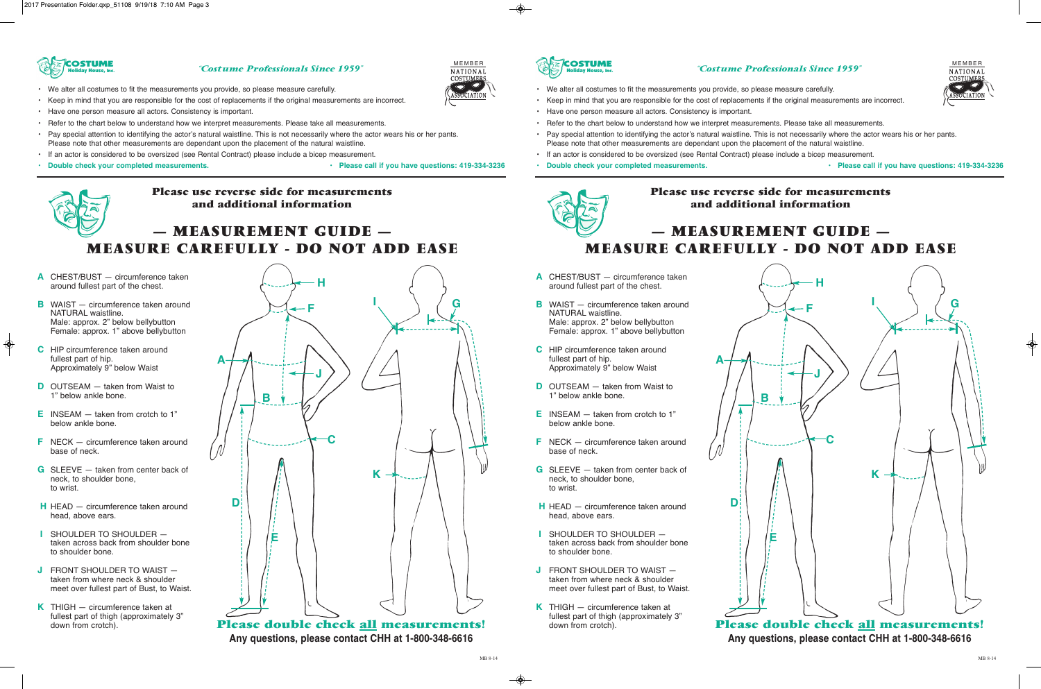**COSTUME Holiday House, Inc.**

*"Costume Professionals Since 1959"*

MEMBER NATIONAL COSTUMERS ASSOCIATION

- We alter all costumes to fit the measurements you provide, so please measure carefully.
- Keep in mind that you are responsible for the cost of replacements if the original measurements are incorrect.
- Have one person measure all actors. Consistency is important.
- Refer to the chart below to understand how we interpret measurements. Please take all measurements.
- Pay special attention to identifying the actor's natural waistline. This is not necessarily where the actor wears his or her pants. Please note that other measurements are dependant upon the placement of the natural waistline.
- If an actor is considered to be oversized (see Rental Contract) please include a bicep measurement.
- **Double check your completed measurements.**
- **Please call if you have questions: 419-334-3236**

**Please use reverse side for measurements and additional information**

# — MEASUREMENT GUIDE — MEASURE CAREFULLY - DO NOT ADD EASE

**A** CHEST/BUST — circumference taken around fullest part of the chest.

**B** WAIST — circumference taken around NATURAL waistline.
Male: approx. 2" below bellybutton
Female: approx. 1" above bellybutton

**C** HIP circumference taken around fullest part of hip.
Approximately 9" below Waist

**D** OUTSEAM — taken from Waist to 1" below ankle bone.

**E** INSEAM — taken from crotch to 1" below ankle bone.

**F** NECK — circumference taken around base of neck.

**G** SLEEVE — taken from center back of neck, to shoulder bone, to wrist.

**H** HEAD — circumference taken around head, above ears.

**I** SHOULDER TO SHOULDER — taken across back from shoulder bone to shoulder bone.

**J** FRONT SHOULDER TO WAIST — taken from where neck & shoulder meet over fullest part of Bust, to Waist.

**K** THIGH — circumference taken at fullest part of thigh (approximately 3" down from crotch).

**Please double check all measurements!**

**Any questions, please contact CHH at 1-800-348-6616**

---

**COSTUME Holiday House, Inc.**

*"Costume Professionals Since 1959"*

MEMBER NATIONAL COSTUMERS ASSOCIATION

- We alter all costumes to fit the measurements you provide, so please measure carefully.
- Keep in mind that you are responsible for the cost of replacements if the original measurements are incorrect.
- Have one person measure all actors. Consistency is important.
- Refer to the chart below to understand how we interpret measurements. Please take all measurements.
- Pay special attention to identifying the actor's natural waistline. This is not necessarily where the actor wears his or her pants. Please note that other measurements are dependant upon the placement of the natural waistline.
- If an actor is considered to be oversized (see Rental Contract) please include a bicep measurement.
- **Double check your completed measurements.**
- **Please call if you have questions: 419-334-3236**

**Please use reverse side for measurements and additional information**

# — MEASUREMENT GUIDE — MEASURE CAREFULLY - DO NOT ADD EASE

**A** CHEST/BUST — circumference taken around fullest part of the chest.

**B** WAIST — circumference taken around NATURAL waistline.
Male: approx. 2" below bellybutton
Female: approx. 1" above bellybutton

**C** HIP circumference taken around fullest part of hip.
Approximately 9" below Waist

**D** OUTSEAM — taken from Waist to 1" below ankle bone.

**E** INSEAM — taken from crotch to 1" below ankle bone.

**F** NECK — circumference taken around base of neck.

**G** SLEEVE — taken from center back of neck, to shoulder bone, to wrist.

**H** HEAD — circumference taken around head, above ears.

**I** SHOULDER TO SHOULDER — taken across back from shoulder bone to shoulder bone.

**J** FRONT SHOULDER TO WAIST — taken from where neck & shoulder meet over fullest part of Bust, to Waist.

**K** THIGH — circumference taken at fullest part of thigh (approximately 3" down from crotch).

**Please double check all measurements!**

**Any questions, please contact CHH at 1-800-348-6616**